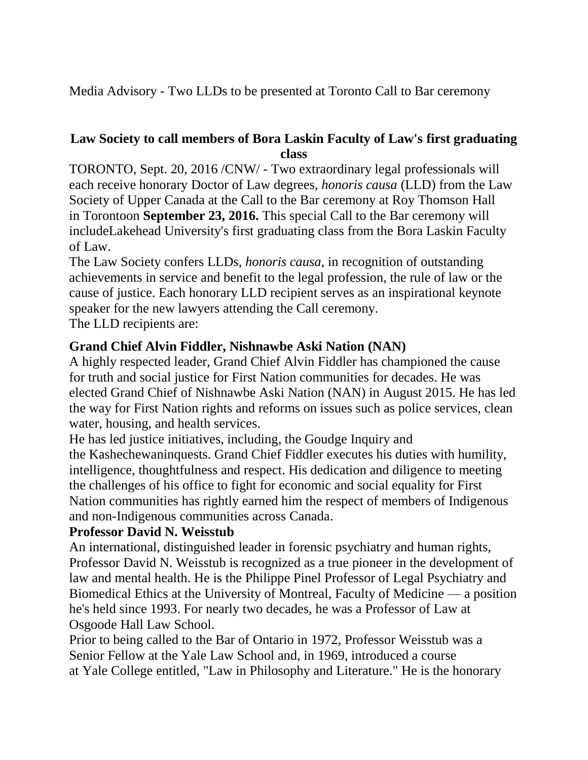Media Advisory - Two LLDs to be presented at Toronto Call to Bar ceremony

## Law Society to call members of Bora Laskin Faculty of Law's first graduating class

TORONTO, Sept. 20, 2016 /CNW/ - Two extraordinary legal professionals will each receive honorary Doctor of Law degrees, *honoris causa* (LLD) from the Law Society of Upper Canada at the Call to the Bar ceremony at Roy Thomson Hall in Torontoon **September 23, 2016.** This special Call to the Bar ceremony will includeLakehead University's first graduating class from the Bora Laskin Faculty of Law.

The Law Society confers LLDs, *honoris causa*, in recognition of outstanding achievements in service and benefit to the legal profession, the rule of law or the cause of justice. Each honorary LLD recipient serves as an inspirational keynote speaker for the new lawyers attending the Call ceremony.

The LLD recipients are:

### Grand Chief Alvin Fiddler, Nishnawbe Aski Nation (NAN)

A highly respected leader, Grand Chief Alvin Fiddler has championed the cause for truth and social justice for First Nation communities for decades. He was elected Grand Chief of Nishnawbe Aski Nation (NAN) in August 2015. He has led the way for First Nation rights and reforms on issues such as police services, clean water, housing, and health services.

He has led justice initiatives, including, the Goudge Inquiry and the Kashechewaninquests. Grand Chief Fiddler executes his duties with humility, intelligence, thoughtfulness and respect. His dedication and diligence to meeting the challenges of his office to fight for economic and social equality for First Nation communities has rightly earned him the respect of members of Indigenous and non-Indigenous communities across Canada.

### Professor David N. Weisstub

An international, distinguished leader in forensic psychiatry and human rights, Professor David N. Weisstub is recognized as a true pioneer in the development of law and mental health. He is the Philippe Pinel Professor of Legal Psychiatry and Biomedical Ethics at the University of Montreal, Faculty of Medicine — a position he's held since 1993. For nearly two decades, he was a Professor of Law at Osgoode Hall Law School.

Prior to being called to the Bar of Ontario in 1972, Professor Weisstub was a Senior Fellow at the Yale Law School and, in 1969, introduced a course at Yale College entitled, "Law in Philosophy and Literature." He is the honorary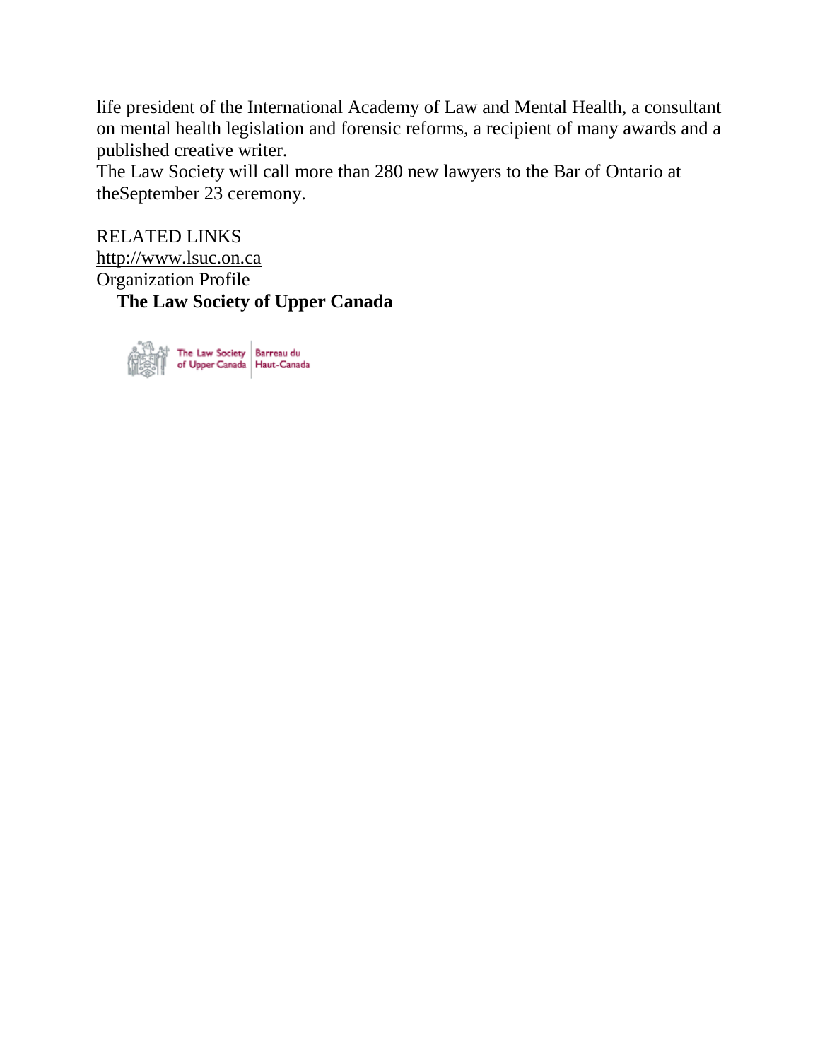life president of the International Academy of Law and Mental Health, a consultant on mental health legislation and forensic reforms, a recipient of many awards and a published creative writer.

The Law Society will call more than 280 new lawyers to the Bar of Ontario at theSeptember 23 ceremony.

RELATED LINKS
http://www.lsuc.on.ca
Organization Profile

**The Law Society of Upper Canada**

The Law Society of Upper Canada | Barreau du Haut-Canada